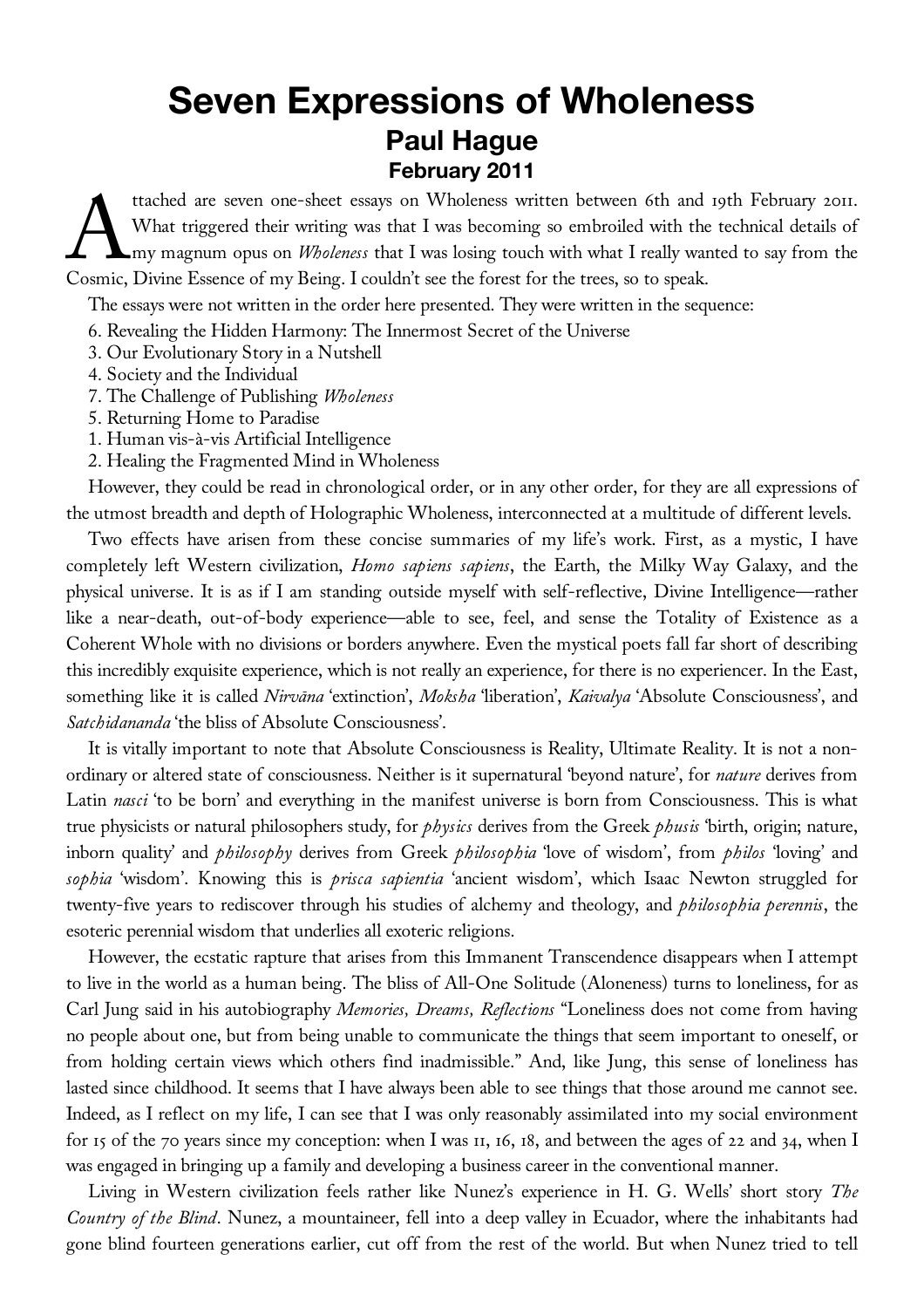# Seven Expressions of Wholeness

## Paul Hague

### February 2011

Attached are seven one-sheet essays on Wholeness written between 6th and 19th February 2011. What triggered their writing was that I was becoming so embroiled with the technical details of my magnum opus on *Wholeness* that I was losing touch with what I really wanted to say from the Cosmic, Divine Essence of my Being. I couldn't see the forest for the trees, so to speak.

The essays were not written in the order here presented. They were written in the sequence:

6. Revealing the Hidden Harmony: The Innermost Secret of the Universe
3. Our Evolutionary Story in a Nutshell
4. Society and the Individual
7. The Challenge of Publishing *Wholeness*
5. Returning Home to Paradise
1. Human vis-à-vis Artificial Intelligence
2. Healing the Fragmented Mind in Wholeness

However, they could be read in chronological order, or in any other order, for they are all expressions of the utmost breadth and depth of Holographic Wholeness, interconnected at a multitude of different levels.

Two effects have arisen from these concise summaries of my life's work. First, as a mystic, I have completely left Western civilization, *Homo sapiens sapiens*, the Earth, the Milky Way Galaxy, and the physical universe. It is as if I am standing outside myself with self-reflective, Divine Intelligence—rather like a near-death, out-of-body experience—able to see, feel, and sense the Totality of Existence as a Coherent Whole with no divisions or borders anywhere. Even the mystical poets fall far short of describing this incredibly exquisite experience, which is not really an experience, for there is no experiencer. In the East, something like it is called *Nirvāna* 'extinction', *Moksha* 'liberation', *Kaivalya* 'Absolute Consciousness', and *Satchidananda* 'the bliss of Absolute Consciousness'.

It is vitally important to note that Absolute Consciousness is Reality, Ultimate Reality. It is not a non-ordinary or altered state of consciousness. Neither is it supernatural 'beyond nature', for *nature* derives from Latin *nasci* 'to be born' and everything in the manifest universe is born from Consciousness. This is what true physicists or natural philosophers study, for *physics* derives from the Greek *phusis* 'birth, origin; nature, inborn quality' and *philosophy* derives from Greek *philosophia* 'love of wisdom', from *philos* 'loving' and *sophia* 'wisdom'. Knowing this is *prisca sapientia* 'ancient wisdom', which Isaac Newton struggled for twenty-five years to rediscover through his studies of alchemy and theology, and *philosophia perennis*, the esoteric perennial wisdom that underlies all exoteric religions.

However, the ecstatic rapture that arises from this Immanent Transcendence disappears when I attempt to live in the world as a human being. The bliss of All-One Solitude (Aloneness) turns to loneliness, for as Carl Jung said in his autobiography *Memories, Dreams, Reflections* "Loneliness does not come from having no people about one, but from being unable to communicate the things that seem important to oneself, or from holding certain views which others find inadmissible." And, like Jung, this sense of loneliness has lasted since childhood. It seems that I have always been able to see things that those around me cannot see. Indeed, as I reflect on my life, I can see that I was only reasonably assimilated into my social environment for 15 of the 70 years since my conception: when I was 11, 16, 18, and between the ages of 22 and 34, when I was engaged in bringing up a family and developing a business career in the conventional manner.

Living in Western civilization feels rather like Nunez's experience in H. G. Wells' short story *The Country of the Blind*. Nunez, a mountaineer, fell into a deep valley in Ecuador, where the inhabitants had gone blind fourteen generations earlier, cut off from the rest of the world. But when Nunez tried to tell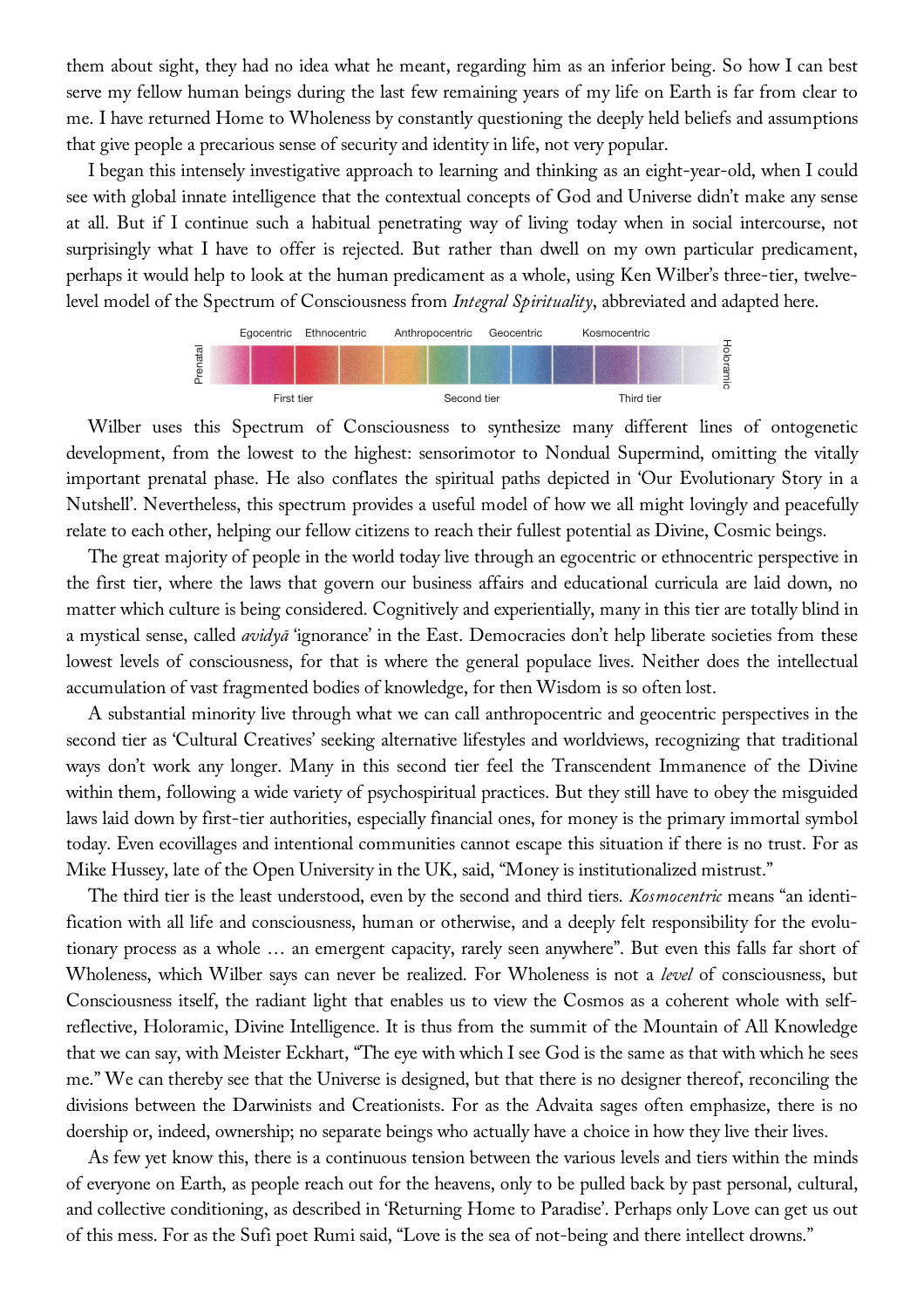them about sight, they had no idea what he meant, regarding him as an inferior being. So how I can best serve my fellow human beings during the last few remaining years of my life on Earth is far from clear to me. I have returned Home to Wholeness by constantly questioning the deeply held beliefs and assumptions that give people a precarious sense of security and identity in life, not very popular.

I began this intensely investigative approach to learning and thinking as an eight-year-old, when I could see with global innate intelligence that the contextual concepts of God and Universe didn't make any sense at all. But if I continue such a habitual penetrating way of living today when in social intercourse, not surprisingly what I have to offer is rejected. But rather than dwell on my own particular predicament, perhaps it would help to look at the human predicament as a whole, using Ken Wilber's three-tier, twelve-level model of the Spectrum of Consciousness from *Integral Spirituality*, abbreviated and adapted here.

Egocentric Ethnocentric Anthropocentric Geocentric Kosmocentric

Prenatal

Holoramic

First tier Second tier Third tier

Wilber uses this Spectrum of Consciousness to synthesize many different lines of ontogenetic development, from the lowest to the highest: sensorimotor to Nondual Supermind, omitting the vitally important prenatal phase. He also conflates the spiritual paths depicted in 'Our Evolutionary Story in a Nutshell'. Nevertheless, this spectrum provides a useful model of how we all might lovingly and peacefully relate to each other, helping our fellow citizens to reach their fullest potential as Divine, Cosmic beings.

The great majority of people in the world today live through an egocentric or ethnocentric perspective in the first tier, where the laws that govern our business affairs and educational curricula are laid down, no matter which culture is being considered. Cognitively and experientially, many in this tier are totally blind in a mystical sense, called *avidyā* 'ignorance' in the East. Democracies don't help liberate societies from these lowest levels of consciousness, for that is where the general populace lives. Neither does the intellectual accumulation of vast fragmented bodies of knowledge, for then Wisdom is so often lost.

A substantial minority live through what we can call anthropocentric and geocentric perspectives in the second tier as 'Cultural Creatives' seeking alternative lifestyles and worldviews, recognizing that traditional ways don't work any longer. Many in this second tier feel the Transcendent Immanence of the Divine within them, following a wide variety of psychospiritual practices. But they still have to obey the misguided laws laid down by first-tier authorities, especially financial ones, for money is the primary immortal symbol today. Even ecovillages and intentional communities cannot escape this situation if there is no trust. For as Mike Hussey, late of the Open University in the UK, said, "Money is institutionalized mistrust."

The third tier is the least understood, even by the second and third tiers. *Kosmocentric* means "an identification with all life and consciousness, human or otherwise, and a deeply felt responsibility for the evolutionary process as a whole … an emergent capacity, rarely seen anywhere". But even this falls far short of Wholeness, which Wilber says can never be realized. For Wholeness is not a *level* of consciousness, but Consciousness itself, the radiant light that enables us to view the Cosmos as a coherent whole with self-reflective, Holoramic, Divine Intelligence. It is thus from the summit of the Mountain of All Knowledge that we can say, with Meister Eckhart, "The eye with which I see God is the same as that with which he sees me." We can thereby see that the Universe is designed, but that there is no designer thereof, reconciling the divisions between the Darwinists and Creationists. For as the Advaita sages often emphasize, there is no doership or, indeed, ownership; no separate beings who actually have a choice in how they live their lives.

As few yet know this, there is a continuous tension between the various levels and tiers within the minds of everyone on Earth, as people reach out for the heavens, only to be pulled back by past personal, cultural, and collective conditioning, as described in 'Returning Home to Paradise'. Perhaps only Love can get us out of this mess. For as the Sufi poet Rumi said, "Love is the sea of not-being and there intellect drowns."